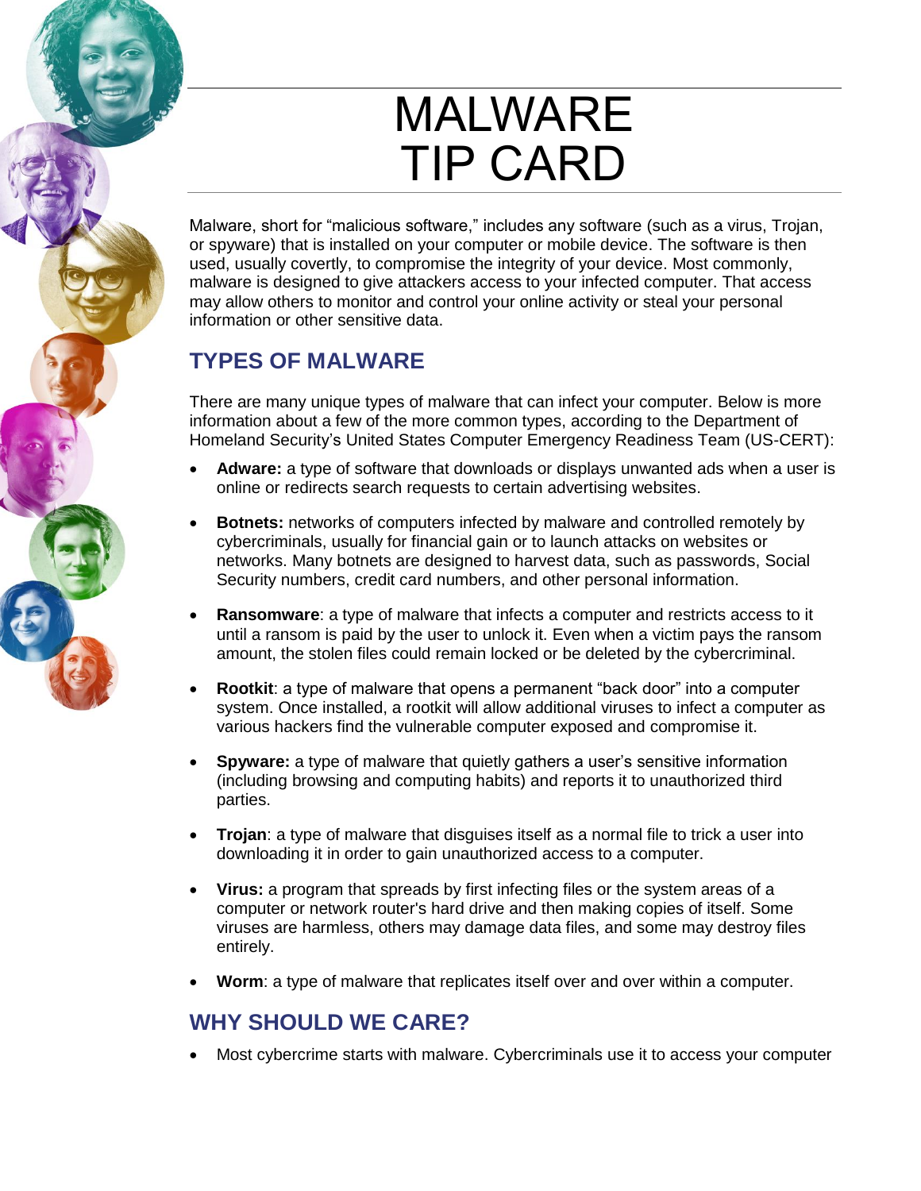# MALWARE TIP CARD

Malware, short for "malicious software," includes any software (such as a virus, Trojan, or spyware) that is installed on your computer or mobile device. The software is then used, usually covertly, to compromise the integrity of your device. Most commonly, malware is designed to give attackers access to your infected computer. That access may allow others to monitor and control your online activity or steal your personal information or other sensitive data.

## TYPES OF MALWARE

There are many unique types of malware that can infect your computer. Below is more information about a few of the more common types, according to the Department of Homeland Security's United States Computer Emergency Readiness Team (US-CERT):

- **Adware:** a type of software that downloads or displays unwanted ads when a user is online or redirects search requests to certain advertising websites.
- **Botnets:** networks of computers infected by malware and controlled remotely by cybercriminals, usually for financial gain or to launch attacks on websites or networks. Many botnets are designed to harvest data, such as passwords, Social Security numbers, credit card numbers, and other personal information.
- **Ransomware**: a type of malware that infects a computer and restricts access to it until a ransom is paid by the user to unlock it. Even when a victim pays the ransom amount, the stolen files could remain locked or be deleted by the cybercriminal.
- **Rootkit**: a type of malware that opens a permanent "back door" into a computer system. Once installed, a rootkit will allow additional viruses to infect a computer as various hackers find the vulnerable computer exposed and compromise it.
- **Spyware:** a type of malware that quietly gathers a user's sensitive information (including browsing and computing habits) and reports it to unauthorized third parties.
- **Trojan**: a type of malware that disguises itself as a normal file to trick a user into downloading it in order to gain unauthorized access to a computer.
- **Virus:** a program that spreads by first infecting files or the system areas of a computer or network router's hard drive and then making copies of itself. Some viruses are harmless, others may damage data files, and some may destroy files entirely.
- **Worm**: a type of malware that replicates itself over and over within a computer.

## WHY SHOULD WE CARE?

- Most cybercrime starts with malware. Cybercriminals use it to access your computer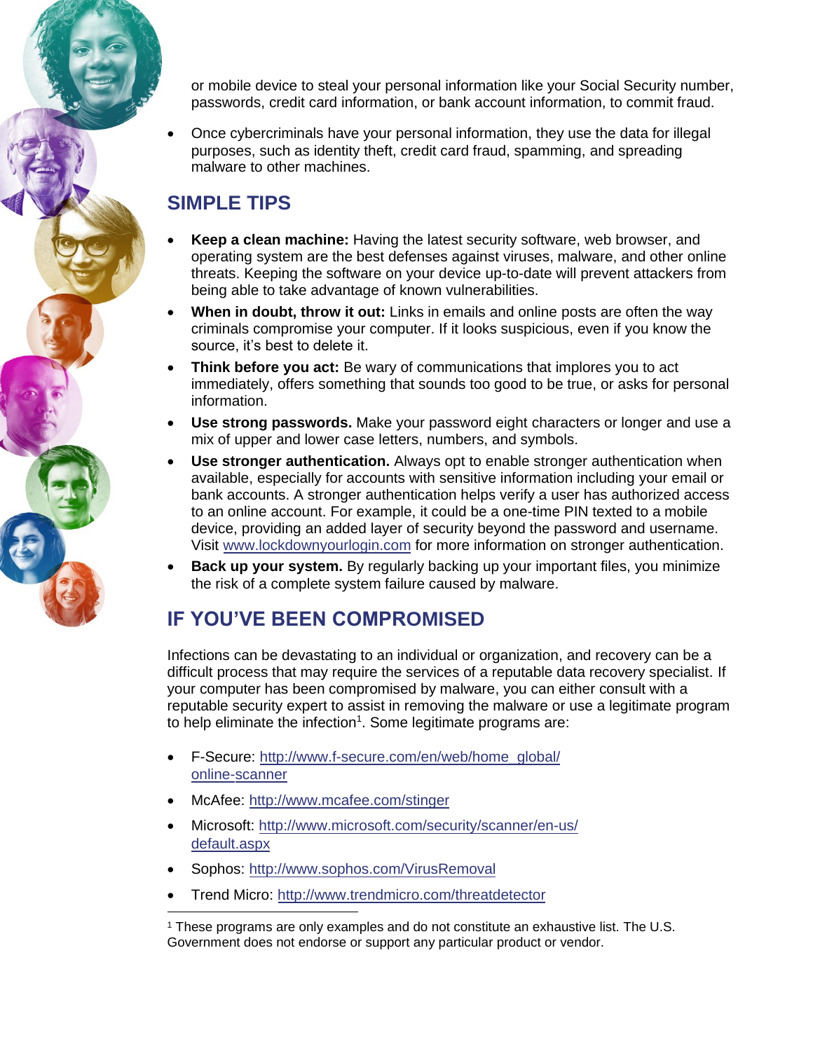or mobile device to steal your personal information like your Social Security number, passwords, credit card information, or bank account information, to commit fraud.

- Once cybercriminals have your personal information, they use the data for illegal purposes, such as identity theft, credit card fraud, spamming, and spreading malware to other machines.

## SIMPLE TIPS

- **Keep a clean machine:** Having the latest security software, web browser, and operating system are the best defenses against viruses, malware, and other online threats. Keeping the software on your device up-to-date will prevent attackers from being able to take advantage of known vulnerabilities.
- **When in doubt, throw it out:** Links in emails and online posts are often the way criminals compromise your computer. If it looks suspicious, even if you know the source, it's best to delete it.
- **Think before you act:** Be wary of communications that implores you to act immediately, offers something that sounds too good to be true, or asks for personal information.
- **Use strong passwords.** Make your password eight characters or longer and use a mix of upper and lower case letters, numbers, and symbols.
- **Use stronger authentication.** Always opt to enable stronger authentication when available, especially for accounts with sensitive information including your email or bank accounts. A stronger authentication helps verify a user has authorized access to an online account. For example, it could be a one-time PIN texted to a mobile device, providing an added layer of security beyond the password and username. Visit www.lockdownyourlogin.com for more information on stronger authentication.
- **Back up your system.** By regularly backing up your important files, you minimize the risk of a complete system failure caused by malware.

## IF YOU'VE BEEN COMPROMISED

Infections can be devastating to an individual or organization, and recovery can be a difficult process that may require the services of a reputable data recovery specialist. If your computer has been compromised by malware, you can either consult with a reputable security expert to assist in removing the malware or use a legitimate program to help eliminate the infection[1]. Some legitimate programs are:

- F-Secure: http://www.f-secure.com/en/web/home_global/online-scanner
- McAfee: http://www.mcafee.com/stinger
- Microsoft: http://www.microsoft.com/security/scanner/en-us/default.aspx
- Sophos: http://www.sophos.com/VirusRemoval
- Trend Micro: http://www.trendmicro.com/threatdetector

[1] These programs are only examples and do not constitute an exhaustive list. The U.S. Government does not endorse or support any particular product or vendor.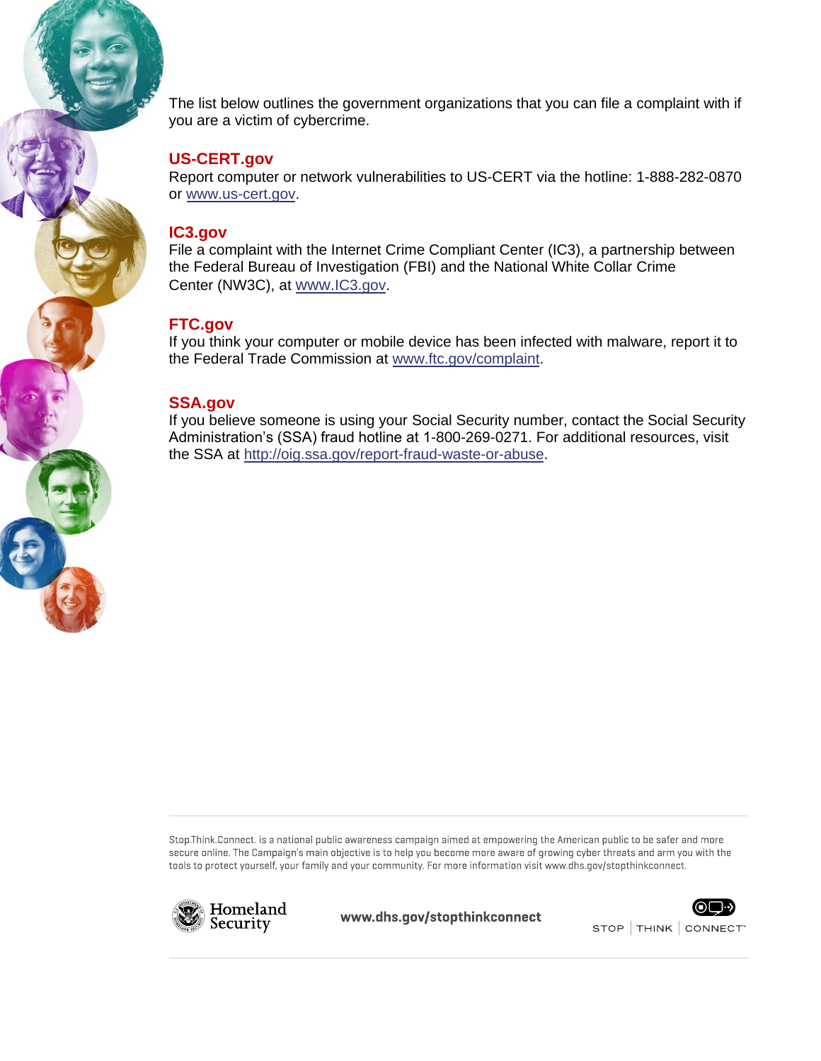The list below outlines the government organizations that you can file a complaint with if you are a victim of cybercrime.

## US-CERT.gov

Report computer or network vulnerabilities to US-CERT via the hotline: 1-888-282-0870 or www.us-cert.gov.

## IC3.gov

File a complaint with the Internet Crime Compliant Center (IC3), a partnership between the Federal Bureau of Investigation (FBI) and the National White Collar Crime Center (NW3C), at www.IC3.gov.

## FTC.gov

If you think your computer or mobile device has been infected with malware, report it to the Federal Trade Commission at www.ftc.gov/complaint.

## SSA.gov

If you believe someone is using your Social Security number, contact the Social Security Administration's (SSA) fraud hotline at 1-800-269-0271. For additional resources, visit the SSA at http://oig.ssa.gov/report-fraud-waste-or-abuse.

---

Stop.Think.Connect. is a national public awareness campaign aimed at empowering the American public to be safer and more secure online. The Campaign's main objective is to help you become more aware of growing cyber threats and arm you with the tools to protect yourself, your family and your community. For more information visit www.dhs.gov/stopthinkconnect.

Homeland Security

**www.dhs.gov/stopthinkconnect**

STOP | THINK | CONNECT™